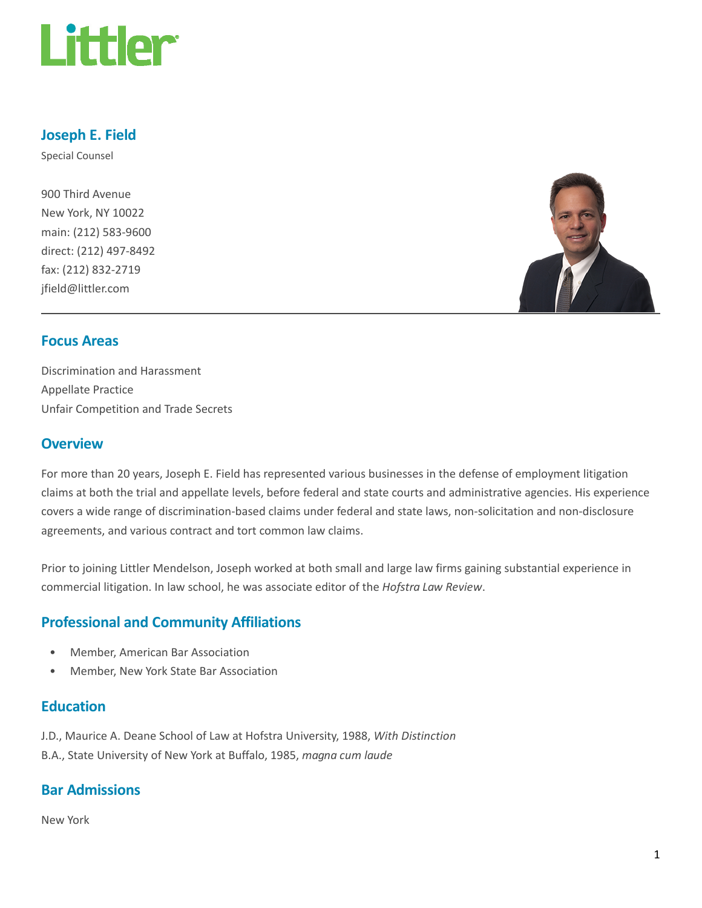# Joseph E. Field

Special Counsel

900 Third Avenue
New York, NY 10022
main: (212) 583-9600
direct: (212) 497-8492
fax: (212) 832-2719
jfield@littler.com

## Focus Areas

Discrimination and Harassment
Appellate Practice
Unfair Competition and Trade Secrets

## Overview

For more than 20 years, Joseph E. Field has represented various businesses in the defense of employment litigation claims at both the trial and appellate levels, before federal and state courts and administrative agencies. His experience covers a wide range of discrimination-based claims under federal and state laws, non-solicitation and non-disclosure agreements, and various contract and tort common law claims.

Prior to joining Littler Mendelson, Joseph worked at both small and large law firms gaining substantial experience in commercial litigation. In law school, he was associate editor of the *Hofstra Law Review*.

## Professional and Community Affiliations

- Member, American Bar Association
- Member, New York State Bar Association

## Education

J.D., Maurice A. Deane School of Law at Hofstra University, 1988, *With Distinction*
B.A., State University of New York at Buffalo, 1985, *magna cum laude*

## Bar Admissions

New York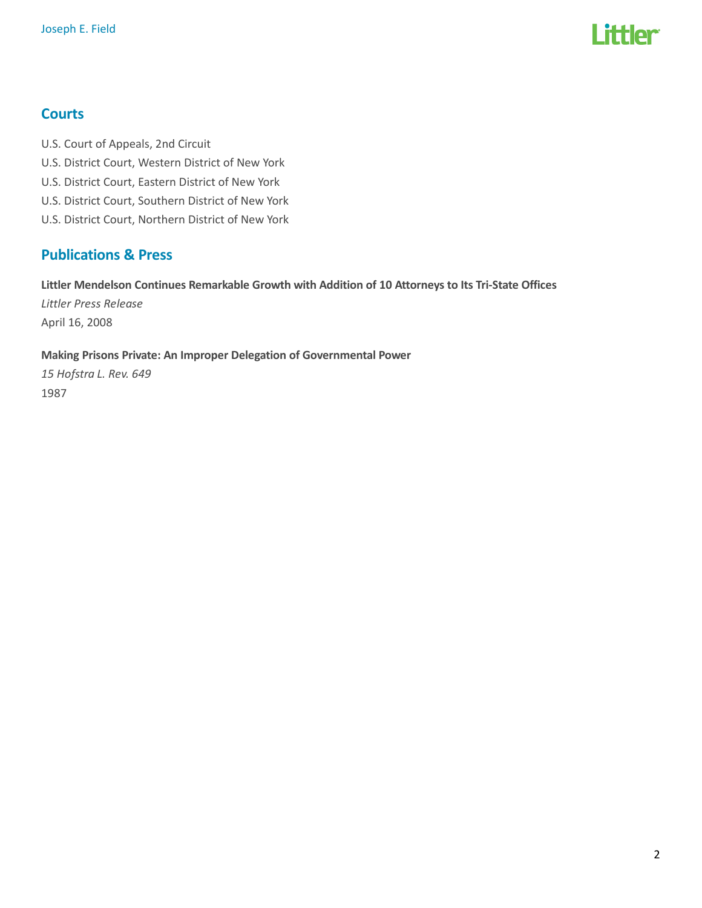## Courts

U.S. Court of Appeals, 2nd Circuit
U.S. District Court, Western District of New York
U.S. District Court, Eastern District of New York
U.S. District Court, Southern District of New York
U.S. District Court, Northern District of New York

## Publications & Press

**Littler Mendelson Continues Remarkable Growth with Addition of 10 Attorneys to Its Tri-State Offices**
*Littler Press Release*
April 16, 2008

**Making Prisons Private: An Improper Delegation of Governmental Power**
*15 Hofstra L. Rev. 649*
1987